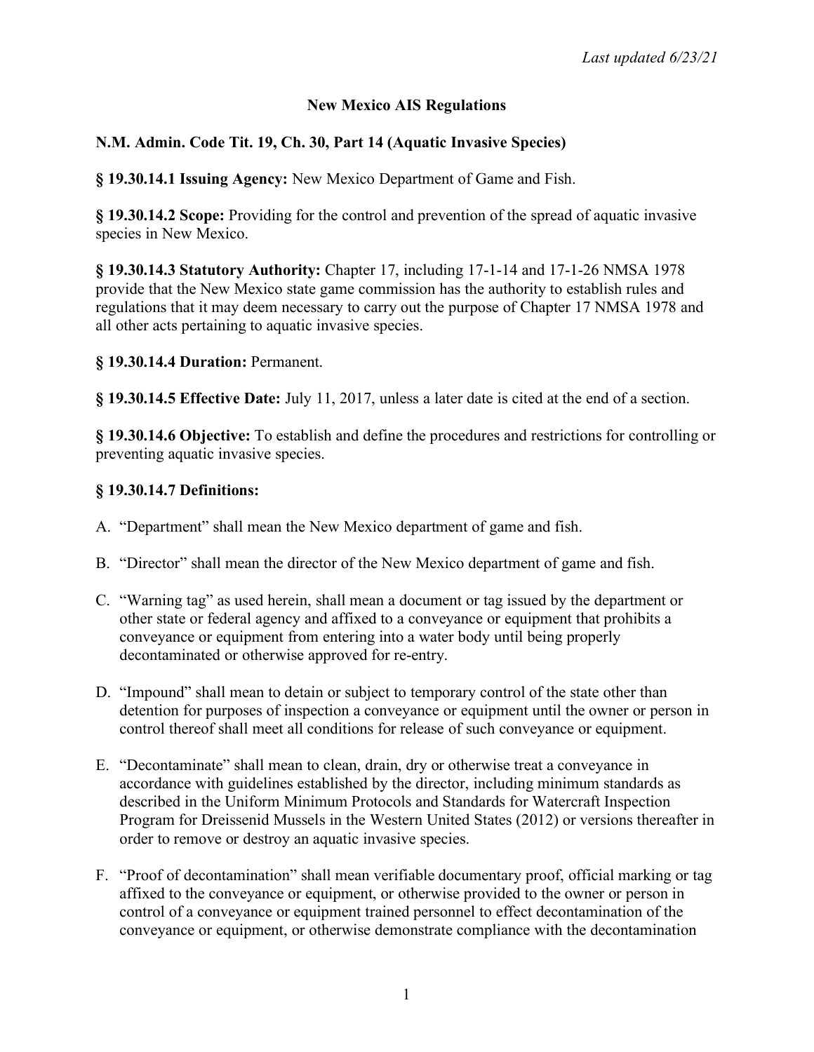*Last updated 6/23/21*

# New Mexico AIS Regulations

## N.M. Admin. Code Tit. 19, Ch. 30, Part 14 (Aquatic Invasive Species)

**§ 19.30.14.1 Issuing Agency:** New Mexico Department of Game and Fish.

**§ 19.30.14.2 Scope:** Providing for the control and prevention of the spread of aquatic invasive species in New Mexico.

**§ 19.30.14.3 Statutory Authority:** Chapter 17, including 17-1-14 and 17-1-26 NMSA 1978 provide that the New Mexico state game commission has the authority to establish rules and regulations that it may deem necessary to carry out the purpose of Chapter 17 NMSA 1978 and all other acts pertaining to aquatic invasive species.

**§ 19.30.14.4 Duration:** Permanent.

**§ 19.30.14.5 Effective Date:** July 11, 2017, unless a later date is cited at the end of a section.

**§ 19.30.14.6 Objective:** To establish and define the procedures and restrictions for controlling or preventing aquatic invasive species.

**§ 19.30.14.7 Definitions:**

A. "Department" shall mean the New Mexico department of game and fish.

B. "Director" shall mean the director of the New Mexico department of game and fish.

C. "Warning tag" as used herein, shall mean a document or tag issued by the department or other state or federal agency and affixed to a conveyance or equipment that prohibits a conveyance or equipment from entering into a water body until being properly decontaminated or otherwise approved for re-entry.

D. "Impound" shall mean to detain or subject to temporary control of the state other than detention for purposes of inspection a conveyance or equipment until the owner or person in control thereof shall meet all conditions for release of such conveyance or equipment.

E. "Decontaminate" shall mean to clean, drain, dry or otherwise treat a conveyance in accordance with guidelines established by the director, including minimum standards as described in the Uniform Minimum Protocols and Standards for Watercraft Inspection Program for Dreissenid Mussels in the Western United States (2012) or versions thereafter in order to remove or destroy an aquatic invasive species.

F. "Proof of decontamination" shall mean verifiable documentary proof, official marking or tag affixed to the conveyance or equipment, or otherwise provided to the owner or person in control of a conveyance or equipment trained personnel to effect decontamination of the conveyance or equipment, or otherwise demonstrate compliance with the decontamination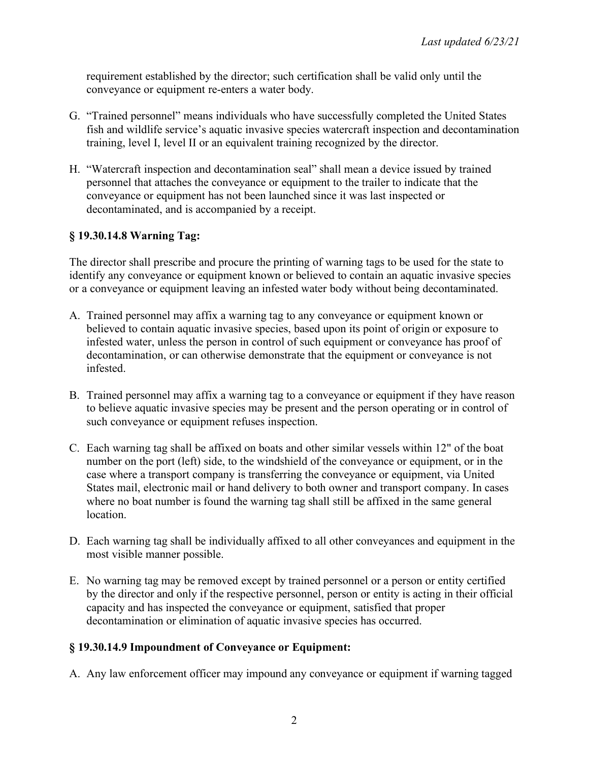requirement established by the director; such certification shall be valid only until the conveyance or equipment re-enters a water body.

G. "Trained personnel" means individuals who have successfully completed the United States fish and wildlife service's aquatic invasive species watercraft inspection and decontamination training, level I, level II or an equivalent training recognized by the director.

H. "Watercraft inspection and decontamination seal" shall mean a device issued by trained personnel that attaches the conveyance or equipment to the trailer to indicate that the conveyance or equipment has not been launched since it was last inspected or decontaminated, and is accompanied by a receipt.

### § 19.30.14.8 Warning Tag:

The director shall prescribe and procure the printing of warning tags to be used for the state to identify any conveyance or equipment known or believed to contain an aquatic invasive species or a conveyance or equipment leaving an infested water body without being decontaminated.

A. Trained personnel may affix a warning tag to any conveyance or equipment known or believed to contain aquatic invasive species, based upon its point of origin or exposure to infested water, unless the person in control of such equipment or conveyance has proof of decontamination, or can otherwise demonstrate that the equipment or conveyance is not infested.

B. Trained personnel may affix a warning tag to a conveyance or equipment if they have reason to believe aquatic invasive species may be present and the person operating or in control of such conveyance or equipment refuses inspection.

C. Each warning tag shall be affixed on boats and other similar vessels within 12" of the boat number on the port (left) side, to the windshield of the conveyance or equipment, or in the case where a transport company is transferring the conveyance or equipment, via United States mail, electronic mail or hand delivery to both owner and transport company. In cases where no boat number is found the warning tag shall still be affixed in the same general location.

D. Each warning tag shall be individually affixed to all other conveyances and equipment in the most visible manner possible.

E. No warning tag may be removed except by trained personnel or a person or entity certified by the director and only if the respective personnel, person or entity is acting in their official capacity and has inspected the conveyance or equipment, satisfied that proper decontamination or elimination of aquatic invasive species has occurred.

### § 19.30.14.9 Impoundment of Conveyance or Equipment:

A. Any law enforcement officer may impound any conveyance or equipment if warning tagged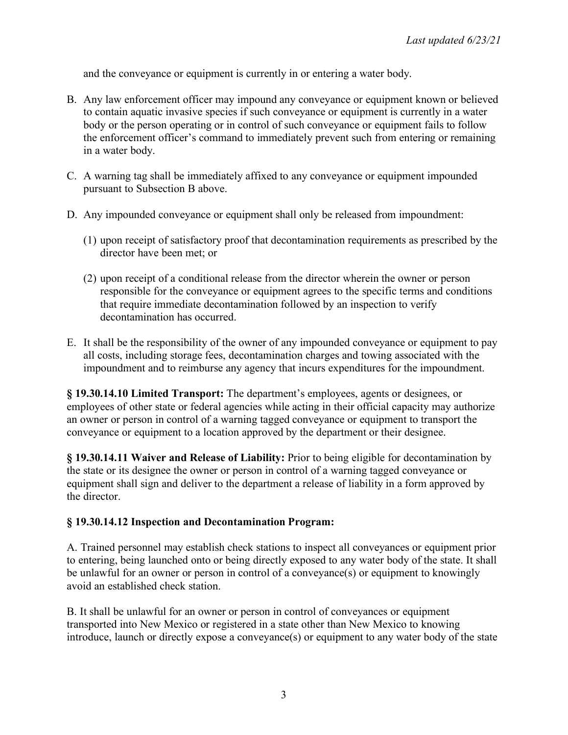and the conveyance or equipment is currently in or entering a water body.

B. Any law enforcement officer may impound any conveyance or equipment known or believed to contain aquatic invasive species if such conveyance or equipment is currently in a water body or the person operating or in control of such conveyance or equipment fails to follow the enforcement officer's command to immediately prevent such from entering or remaining in a water body.

C. A warning tag shall be immediately affixed to any conveyance or equipment impounded pursuant to Subsection B above.

D. Any impounded conveyance or equipment shall only be released from impoundment:

   (1) upon receipt of satisfactory proof that decontamination requirements as prescribed by the director have been met; or

   (2) upon receipt of a conditional release from the director wherein the owner or person responsible for the conveyance or equipment agrees to the specific terms and conditions that require immediate decontamination followed by an inspection to verify decontamination has occurred.

E. It shall be the responsibility of the owner of any impounded conveyance or equipment to pay all costs, including storage fees, decontamination charges and towing associated with the impoundment and to reimburse any agency that incurs expenditures for the impoundment.

**§ 19.30.14.10 Limited Transport:** The department's employees, agents or designees, or employees of other state or federal agencies while acting in their official capacity may authorize an owner or person in control of a warning tagged conveyance or equipment to transport the conveyance or equipment to a location approved by the department or their designee.

**§ 19.30.14.11 Waiver and Release of Liability:** Prior to being eligible for decontamination by the state or its designee the owner or person in control of a warning tagged conveyance or equipment shall sign and deliver to the department a release of liability in a form approved by the director.

**§ 19.30.14.12 Inspection and Decontamination Program:**

A. Trained personnel may establish check stations to inspect all conveyances or equipment prior to entering, being launched onto or being directly exposed to any water body of the state. It shall be unlawful for an owner or person in control of a conveyance(s) or equipment to knowingly avoid an established check station.

B. It shall be unlawful for an owner or person in control of conveyances or equipment transported into New Mexico or registered in a state other than New Mexico to knowing introduce, launch or directly expose a conveyance(s) or equipment to any water body of the state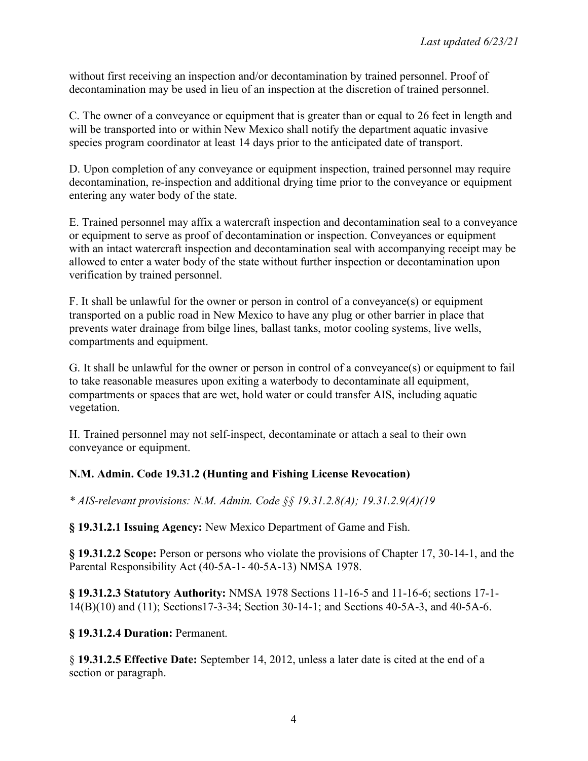without first receiving an inspection and/or decontamination by trained personnel. Proof of decontamination may be used in lieu of an inspection at the discretion of trained personnel.

C. The owner of a conveyance or equipment that is greater than or equal to 26 feet in length and will be transported into or within New Mexico shall notify the department aquatic invasive species program coordinator at least 14 days prior to the anticipated date of transport.

D. Upon completion of any conveyance or equipment inspection, trained personnel may require decontamination, re-inspection and additional drying time prior to the conveyance or equipment entering any water body of the state.

E. Trained personnel may affix a watercraft inspection and decontamination seal to a conveyance or equipment to serve as proof of decontamination or inspection. Conveyances or equipment with an intact watercraft inspection and decontamination seal with accompanying receipt may be allowed to enter a water body of the state without further inspection or decontamination upon verification by trained personnel.

F. It shall be unlawful for the owner or person in control of a conveyance(s) or equipment transported on a public road in New Mexico to have any plug or other barrier in place that prevents water drainage from bilge lines, ballast tanks, motor cooling systems, live wells, compartments and equipment.

G. It shall be unlawful for the owner or person in control of a conveyance(s) or equipment to fail to take reasonable measures upon exiting a waterbody to decontaminate all equipment, compartments or spaces that are wet, hold water or could transfer AIS, including aquatic vegetation.

H. Trained personnel may not self-inspect, decontaminate or attach a seal to their own conveyance or equipment.

**N.M. Admin. Code 19.31.2 (Hunting and Fishing License Revocation)**

*\* AIS-relevant provisions: N.M. Admin. Code §§ 19.31.2.8(A); 19.31.2.9(A)(19*

**§ 19.31.2.1 Issuing Agency:** New Mexico Department of Game and Fish.

**§ 19.31.2.2 Scope:** Person or persons who violate the provisions of Chapter 17, 30-14-1, and the Parental Responsibility Act (40-5A-1- 40-5A-13) NMSA 1978.

**§ 19.31.2.3 Statutory Authority:** NMSA 1978 Sections 11-16-5 and 11-16-6; sections 17-1-14(B)(10) and (11); Sections17-3-34; Section 30-14-1; and Sections 40-5A-3, and 40-5A-6.

**§ 19.31.2.4 Duration:** Permanent.

§ **19.31.2.5 Effective Date:** September 14, 2012, unless a later date is cited at the end of a section or paragraph.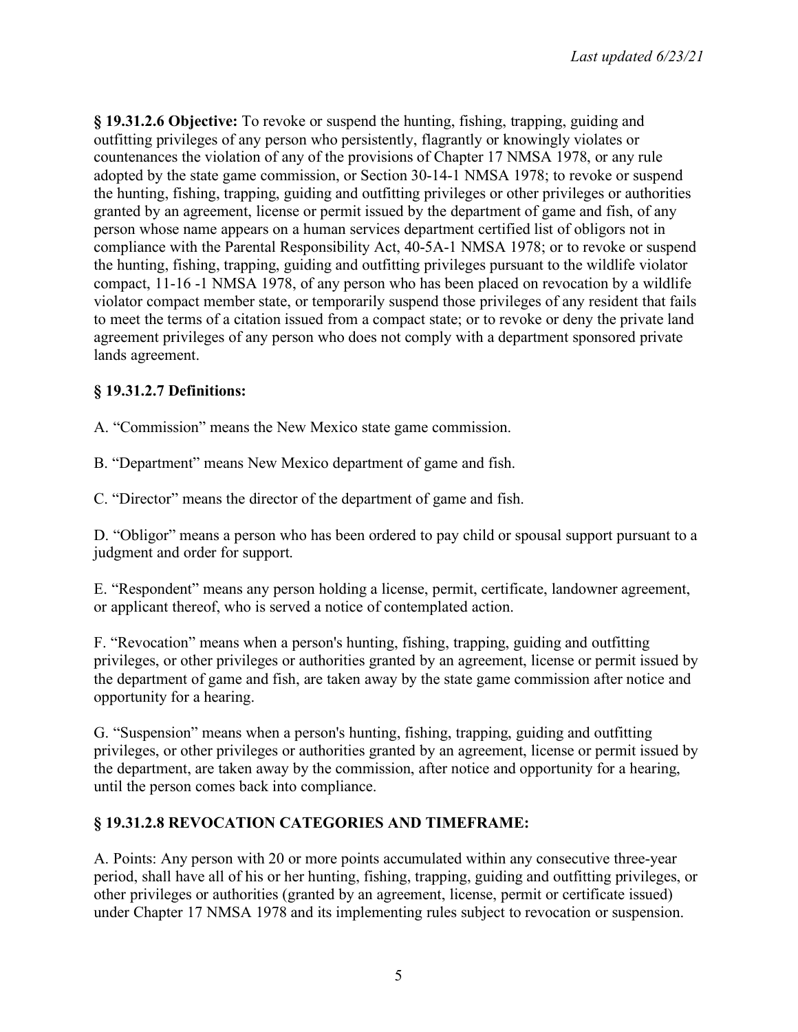**§ 19.31.2.6 Objective:** To revoke or suspend the hunting, fishing, trapping, guiding and outfitting privileges of any person who persistently, flagrantly or knowingly violates or countenances the violation of any of the provisions of Chapter 17 NMSA 1978, or any rule adopted by the state game commission, or Section 30-14-1 NMSA 1978; to revoke or suspend the hunting, fishing, trapping, guiding and outfitting privileges or other privileges or authorities granted by an agreement, license or permit issued by the department of game and fish, of any person whose name appears on a human services department certified list of obligors not in compliance with the Parental Responsibility Act, 40-5A-1 NMSA 1978; or to revoke or suspend the hunting, fishing, trapping, guiding and outfitting privileges pursuant to the wildlife violator compact, 11-16 -1 NMSA 1978, of any person who has been placed on revocation by a wildlife violator compact member state, or temporarily suspend those privileges of any resident that fails to meet the terms of a citation issued from a compact state; or to revoke or deny the private land agreement privileges of any person who does not comply with a department sponsored private lands agreement.

**§ 19.31.2.7 Definitions:**

A. "Commission" means the New Mexico state game commission.

B. "Department" means New Mexico department of game and fish.

C. "Director" means the director of the department of game and fish.

D. "Obligor" means a person who has been ordered to pay child or spousal support pursuant to a judgment and order for support.

E. "Respondent" means any person holding a license, permit, certificate, landowner agreement, or applicant thereof, who is served a notice of contemplated action.

F. "Revocation" means when a person's hunting, fishing, trapping, guiding and outfitting privileges, or other privileges or authorities granted by an agreement, license or permit issued by the department of game and fish, are taken away by the state game commission after notice and opportunity for a hearing.

G. "Suspension" means when a person's hunting, fishing, trapping, guiding and outfitting privileges, or other privileges or authorities granted by an agreement, license or permit issued by the department, are taken away by the commission, after notice and opportunity for a hearing, until the person comes back into compliance.

**§ 19.31.2.8 REVOCATION CATEGORIES AND TIMEFRAME:**

A. Points: Any person with 20 or more points accumulated within any consecutive three-year period, shall have all of his or her hunting, fishing, trapping, guiding and outfitting privileges, or other privileges or authorities (granted by an agreement, license, permit or certificate issued) under Chapter 17 NMSA 1978 and its implementing rules subject to revocation or suspension.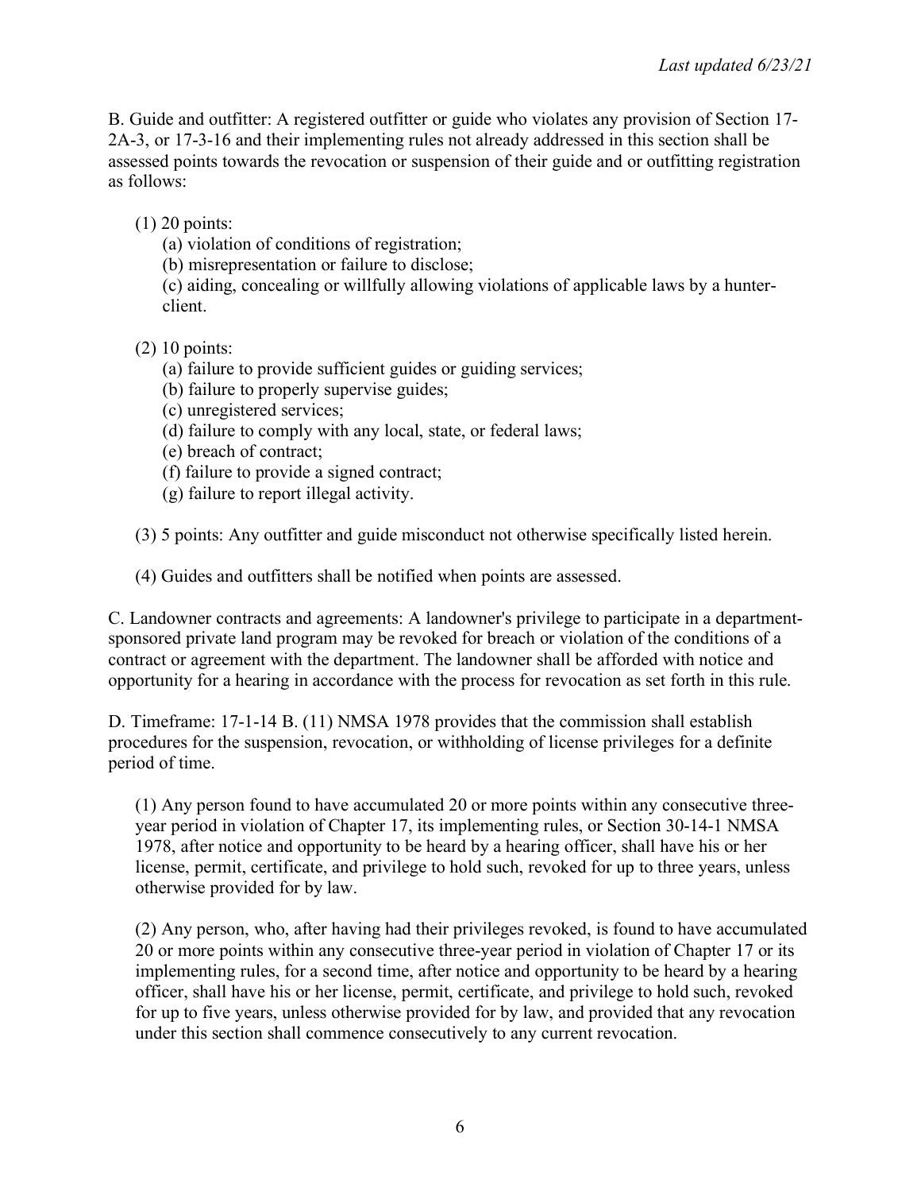B. Guide and outfitter: A registered outfitter or guide who violates any provision of Section 17-2A-3, or 17-3-16 and their implementing rules not already addressed in this section shall be assessed points towards the revocation or suspension of their guide and or outfitting registration as follows:

(1) 20 points:
 (a) violation of conditions of registration;
 (b) misrepresentation or failure to disclose;
 (c) aiding, concealing or willfully allowing violations of applicable laws by a hunter-client.

(2) 10 points:
 (a) failure to provide sufficient guides or guiding services;
 (b) failure to properly supervise guides;
 (c) unregistered services;
 (d) failure to comply with any local, state, or federal laws;
 (e) breach of contract;
 (f) failure to provide a signed contract;
 (g) failure to report illegal activity.

(3) 5 points: Any outfitter and guide misconduct not otherwise specifically listed herein.

(4) Guides and outfitters shall be notified when points are assessed.

C. Landowner contracts and agreements: A landowner's privilege to participate in a department-sponsored private land program may be revoked for breach or violation of the conditions of a contract or agreement with the department. The landowner shall be afforded with notice and opportunity for a hearing in accordance with the process for revocation as set forth in this rule.

D. Timeframe: 17-1-14 B. (11) NMSA 1978 provides that the commission shall establish procedures for the suspension, revocation, or withholding of license privileges for a definite period of time.

(1) Any person found to have accumulated 20 or more points within any consecutive three-year period in violation of Chapter 17, its implementing rules, or Section 30-14-1 NMSA 1978, after notice and opportunity to be heard by a hearing officer, shall have his or her license, permit, certificate, and privilege to hold such, revoked for up to three years, unless otherwise provided for by law.

(2) Any person, who, after having had their privileges revoked, is found to have accumulated 20 or more points within any consecutive three-year period in violation of Chapter 17 or its implementing rules, for a second time, after notice and opportunity to be heard by a hearing officer, shall have his or her license, permit, certificate, and privilege to hold such, revoked for up to five years, unless otherwise provided for by law, and provided that any revocation under this section shall commence consecutively to any current revocation.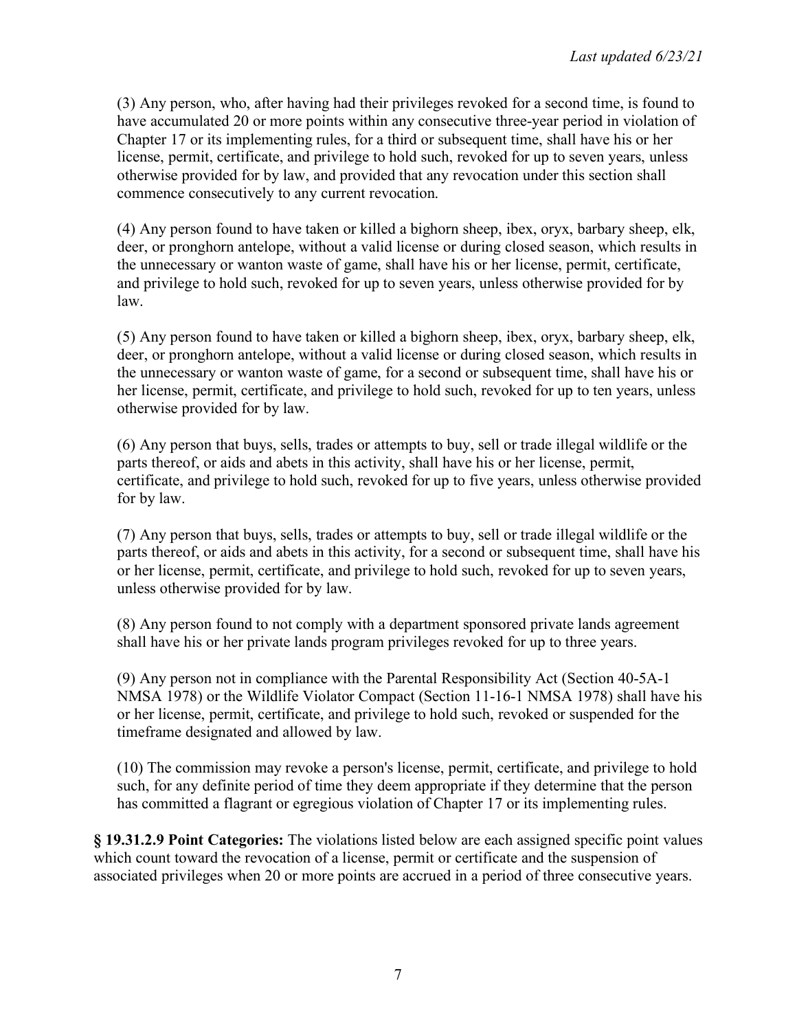(3) Any person, who, after having had their privileges revoked for a second time, is found to have accumulated 20 or more points within any consecutive three-year period in violation of Chapter 17 or its implementing rules, for a third or subsequent time, shall have his or her license, permit, certificate, and privilege to hold such, revoked for up to seven years, unless otherwise provided for by law, and provided that any revocation under this section shall commence consecutively to any current revocation.

(4) Any person found to have taken or killed a bighorn sheep, ibex, oryx, barbary sheep, elk, deer, or pronghorn antelope, without a valid license or during closed season, which results in the unnecessary or wanton waste of game, shall have his or her license, permit, certificate, and privilege to hold such, revoked for up to seven years, unless otherwise provided for by law.

(5) Any person found to have taken or killed a bighorn sheep, ibex, oryx, barbary sheep, elk, deer, or pronghorn antelope, without a valid license or during closed season, which results in the unnecessary or wanton waste of game, for a second or subsequent time, shall have his or her license, permit, certificate, and privilege to hold such, revoked for up to ten years, unless otherwise provided for by law.

(6) Any person that buys, sells, trades or attempts to buy, sell or trade illegal wildlife or the parts thereof, or aids and abets in this activity, shall have his or her license, permit, certificate, and privilege to hold such, revoked for up to five years, unless otherwise provided for by law.

(7) Any person that buys, sells, trades or attempts to buy, sell or trade illegal wildlife or the parts thereof, or aids and abets in this activity, for a second or subsequent time, shall have his or her license, permit, certificate, and privilege to hold such, revoked for up to seven years, unless otherwise provided for by law.

(8) Any person found to not comply with a department sponsored private lands agreement shall have his or her private lands program privileges revoked for up to three years.

(9) Any person not in compliance with the Parental Responsibility Act (Section 40-5A-1 NMSA 1978) or the Wildlife Violator Compact (Section 11-16-1 NMSA 1978) shall have his or her license, permit, certificate, and privilege to hold such, revoked or suspended for the timeframe designated and allowed by law.

(10) The commission may revoke a person's license, permit, certificate, and privilege to hold such, for any definite period of time they deem appropriate if they determine that the person has committed a flagrant or egregious violation of Chapter 17 or its implementing rules.

**§ 19.31.2.9 Point Categories:** The violations listed below are each assigned specific point values which count toward the revocation of a license, permit or certificate and the suspension of associated privileges when 20 or more points are accrued in a period of three consecutive years.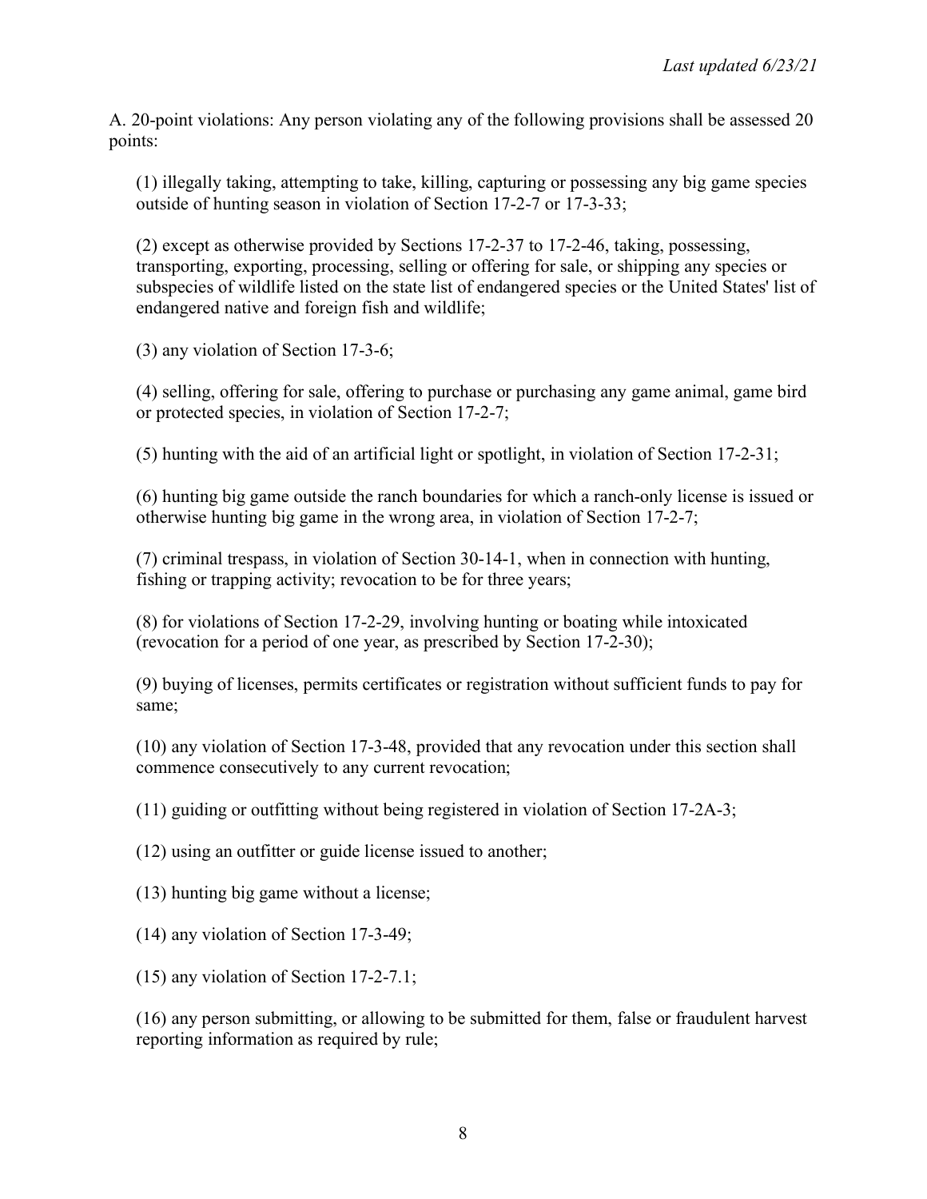A. 20-point violations: Any person violating any of the following provisions shall be assessed 20 points:

(1) illegally taking, attempting to take, killing, capturing or possessing any big game species outside of hunting season in violation of Section 17-2-7 or 17-3-33;

(2) except as otherwise provided by Sections 17-2-37 to 17-2-46, taking, possessing, transporting, exporting, processing, selling or offering for sale, or shipping any species or subspecies of wildlife listed on the state list of endangered species or the United States' list of endangered native and foreign fish and wildlife;

(3) any violation of Section 17-3-6;

(4) selling, offering for sale, offering to purchase or purchasing any game animal, game bird or protected species, in violation of Section 17-2-7;

(5) hunting with the aid of an artificial light or spotlight, in violation of Section 17-2-31;

(6) hunting big game outside the ranch boundaries for which a ranch-only license is issued or otherwise hunting big game in the wrong area, in violation of Section 17-2-7;

(7) criminal trespass, in violation of Section 30-14-1, when in connection with hunting, fishing or trapping activity; revocation to be for three years;

(8) for violations of Section 17-2-29, involving hunting or boating while intoxicated (revocation for a period of one year, as prescribed by Section 17-2-30);

(9) buying of licenses, permits certificates or registration without sufficient funds to pay for same;

(10) any violation of Section 17-3-48, provided that any revocation under this section shall commence consecutively to any current revocation;

(11) guiding or outfitting without being registered in violation of Section 17-2A-3;

(12) using an outfitter or guide license issued to another;

(13) hunting big game without a license;

(14) any violation of Section 17-3-49;

(15) any violation of Section 17-2-7.1;

(16) any person submitting, or allowing to be submitted for them, false or fraudulent harvest reporting information as required by rule;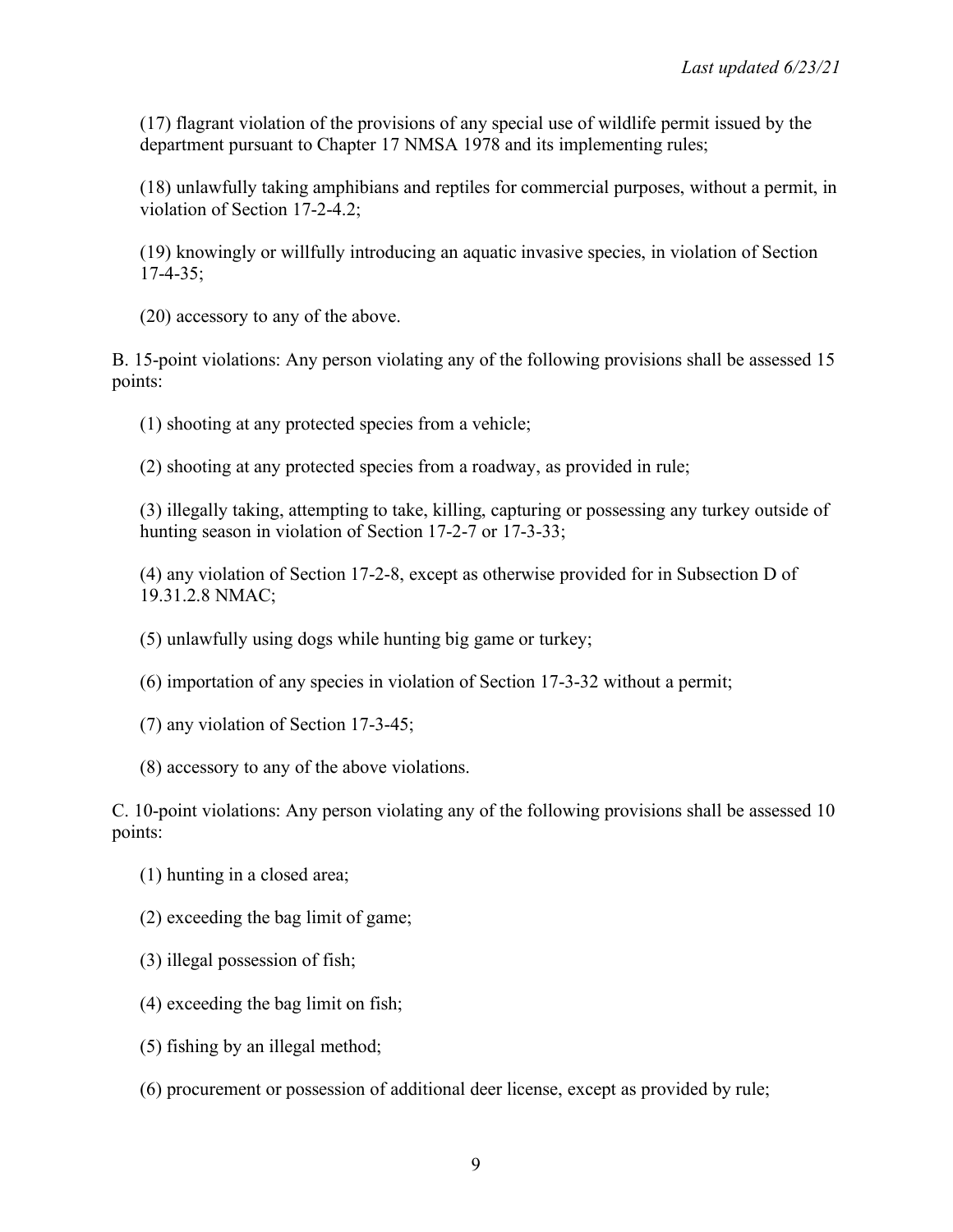(17) flagrant violation of the provisions of any special use of wildlife permit issued by the department pursuant to Chapter 17 NMSA 1978 and its implementing rules;

(18) unlawfully taking amphibians and reptiles for commercial purposes, without a permit, in violation of Section 17-2-4.2;

(19) knowingly or willfully introducing an aquatic invasive species, in violation of Section 17-4-35;

(20) accessory to any of the above.

B. 15-point violations: Any person violating any of the following provisions shall be assessed 15 points:

(1) shooting at any protected species from a vehicle;

(2) shooting at any protected species from a roadway, as provided in rule;

(3) illegally taking, attempting to take, killing, capturing or possessing any turkey outside of hunting season in violation of Section 17-2-7 or 17-3-33;

(4) any violation of Section 17-2-8, except as otherwise provided for in Subsection D of 19.31.2.8 NMAC;

(5) unlawfully using dogs while hunting big game or turkey;

(6) importation of any species in violation of Section 17-3-32 without a permit;

(7) any violation of Section 17-3-45;

(8) accessory to any of the above violations.

C. 10-point violations: Any person violating any of the following provisions shall be assessed 10 points:

(1) hunting in a closed area;

(2) exceeding the bag limit of game;

(3) illegal possession of fish;

(4) exceeding the bag limit on fish;

(5) fishing by an illegal method;

(6) procurement or possession of additional deer license, except as provided by rule;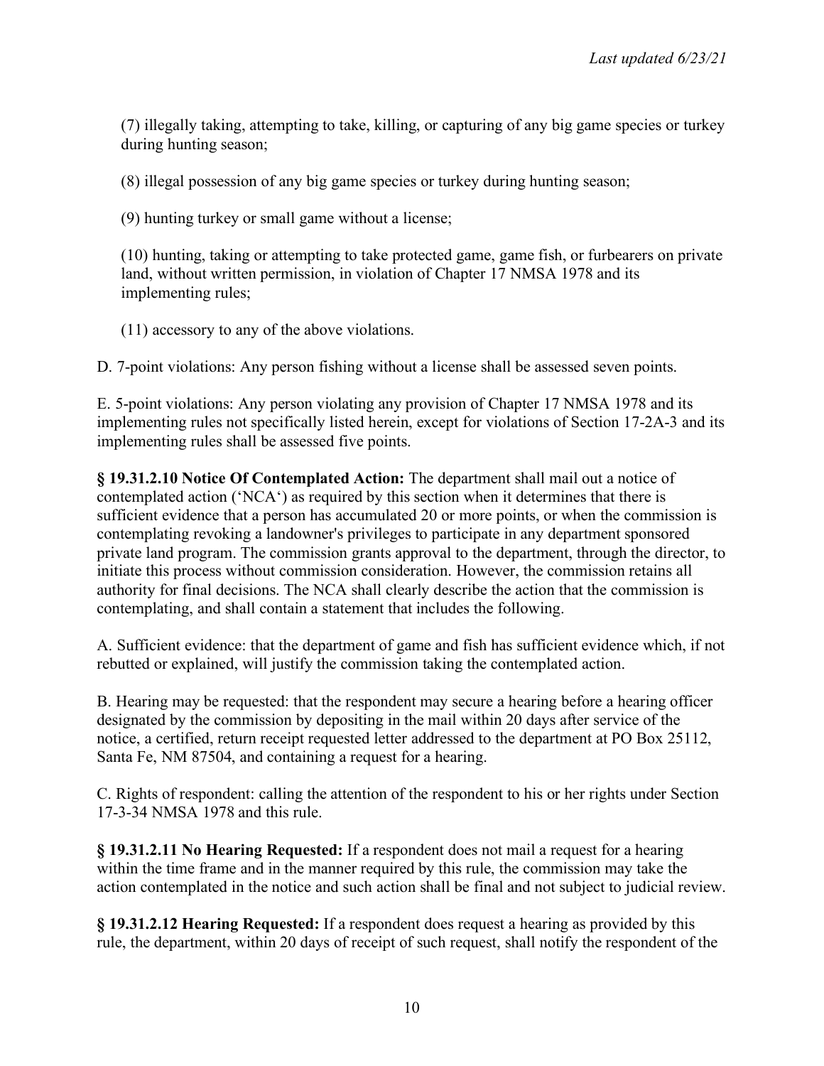(7) illegally taking, attempting to take, killing, or capturing of any big game species or turkey during hunting season;

(8) illegal possession of any big game species or turkey during hunting season;

(9) hunting turkey or small game without a license;

(10) hunting, taking or attempting to take protected game, game fish, or furbearers on private land, without written permission, in violation of Chapter 17 NMSA 1978 and its implementing rules;

(11) accessory to any of the above violations.

D. 7-point violations: Any person fishing without a license shall be assessed seven points.

E. 5-point violations: Any person violating any provision of Chapter 17 NMSA 1978 and its implementing rules not specifically listed herein, except for violations of Section 17-2A-3 and its implementing rules shall be assessed five points.

**§ 19.31.2.10 Notice Of Contemplated Action:** The department shall mail out a notice of contemplated action ('NCA') as required by this section when it determines that there is sufficient evidence that a person has accumulated 20 or more points, or when the commission is contemplating revoking a landowner's privileges to participate in any department sponsored private land program. The commission grants approval to the department, through the director, to initiate this process without commission consideration. However, the commission retains all authority for final decisions. The NCA shall clearly describe the action that the commission is contemplating, and shall contain a statement that includes the following.

A. Sufficient evidence: that the department of game and fish has sufficient evidence which, if not rebutted or explained, will justify the commission taking the contemplated action.

B. Hearing may be requested: that the respondent may secure a hearing before a hearing officer designated by the commission by depositing in the mail within 20 days after service of the notice, a certified, return receipt requested letter addressed to the department at PO Box 25112, Santa Fe, NM 87504, and containing a request for a hearing.

C. Rights of respondent: calling the attention of the respondent to his or her rights under Section 17-3-34 NMSA 1978 and this rule.

**§ 19.31.2.11 No Hearing Requested:** If a respondent does not mail a request for a hearing within the time frame and in the manner required by this rule, the commission may take the action contemplated in the notice and such action shall be final and not subject to judicial review.

**§ 19.31.2.12 Hearing Requested:** If a respondent does request a hearing as provided by this rule, the department, within 20 days of receipt of such request, shall notify the respondent of the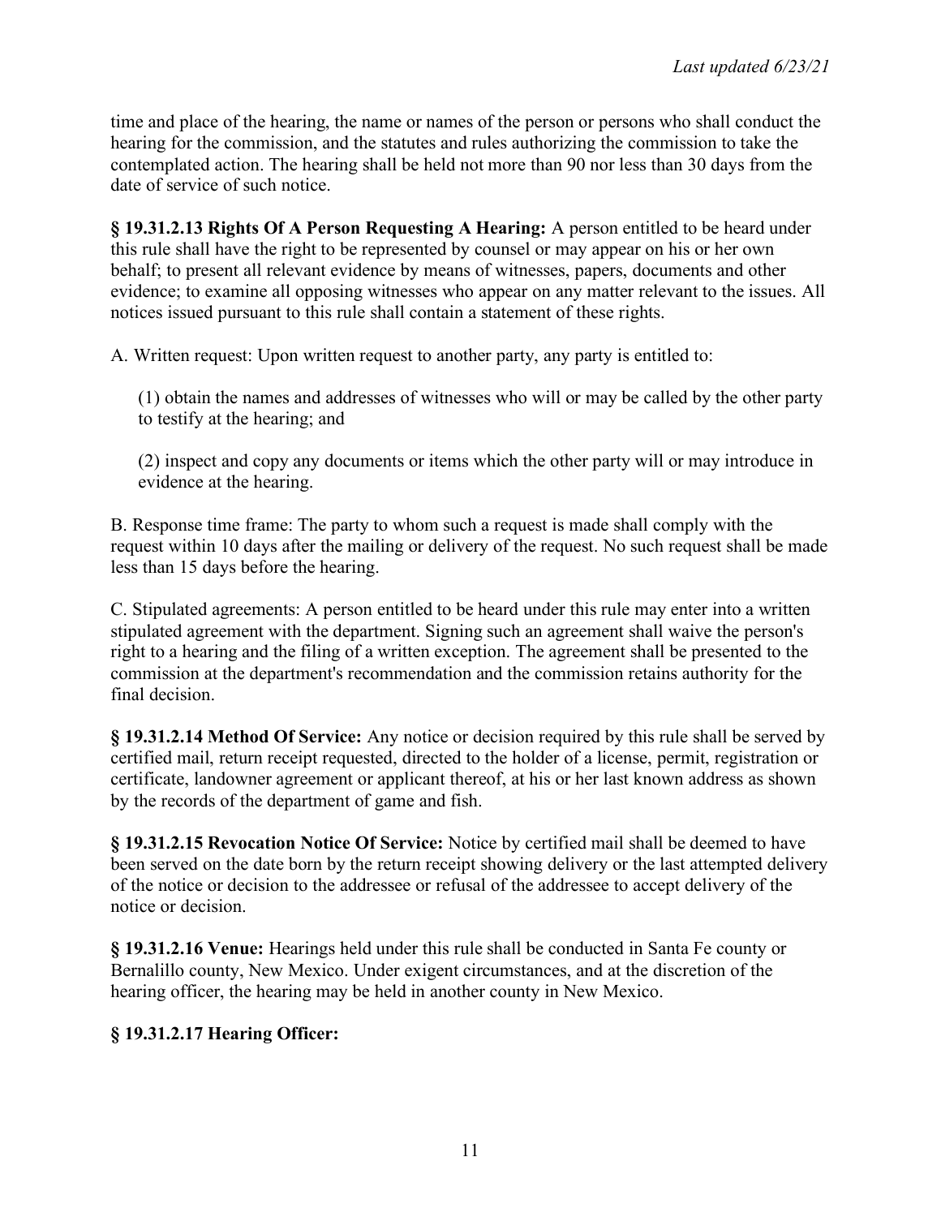time and place of the hearing, the name or names of the person or persons who shall conduct the hearing for the commission, and the statutes and rules authorizing the commission to take the contemplated action. The hearing shall be held not more than 90 nor less than 30 days from the date of service of such notice.

**§ 19.31.2.13 Rights Of A Person Requesting A Hearing:** A person entitled to be heard under this rule shall have the right to be represented by counsel or may appear on his or her own behalf; to present all relevant evidence by means of witnesses, papers, documents and other evidence; to examine all opposing witnesses who appear on any matter relevant to the issues. All notices issued pursuant to this rule shall contain a statement of these rights.

A. Written request: Upon written request to another party, any party is entitled to:

(1) obtain the names and addresses of witnesses who will or may be called by the other party to testify at the hearing; and

(2) inspect and copy any documents or items which the other party will or may introduce in evidence at the hearing.

B. Response time frame: The party to whom such a request is made shall comply with the request within 10 days after the mailing or delivery of the request. No such request shall be made less than 15 days before the hearing.

C. Stipulated agreements: A person entitled to be heard under this rule may enter into a written stipulated agreement with the department. Signing such an agreement shall waive the person's right to a hearing and the filing of a written exception. The agreement shall be presented to the commission at the department's recommendation and the commission retains authority for the final decision.

**§ 19.31.2.14 Method Of Service:** Any notice or decision required by this rule shall be served by certified mail, return receipt requested, directed to the holder of a license, permit, registration or certificate, landowner agreement or applicant thereof, at his or her last known address as shown by the records of the department of game and fish.

**§ 19.31.2.15 Revocation Notice Of Service:** Notice by certified mail shall be deemed to have been served on the date born by the return receipt showing delivery or the last attempted delivery of the notice or decision to the addressee or refusal of the addressee to accept delivery of the notice or decision.

**§ 19.31.2.16 Venue:** Hearings held under this rule shall be conducted in Santa Fe county or Bernalillo county, New Mexico. Under exigent circumstances, and at the discretion of the hearing officer, the hearing may be held in another county in New Mexico.

**§ 19.31.2.17 Hearing Officer:**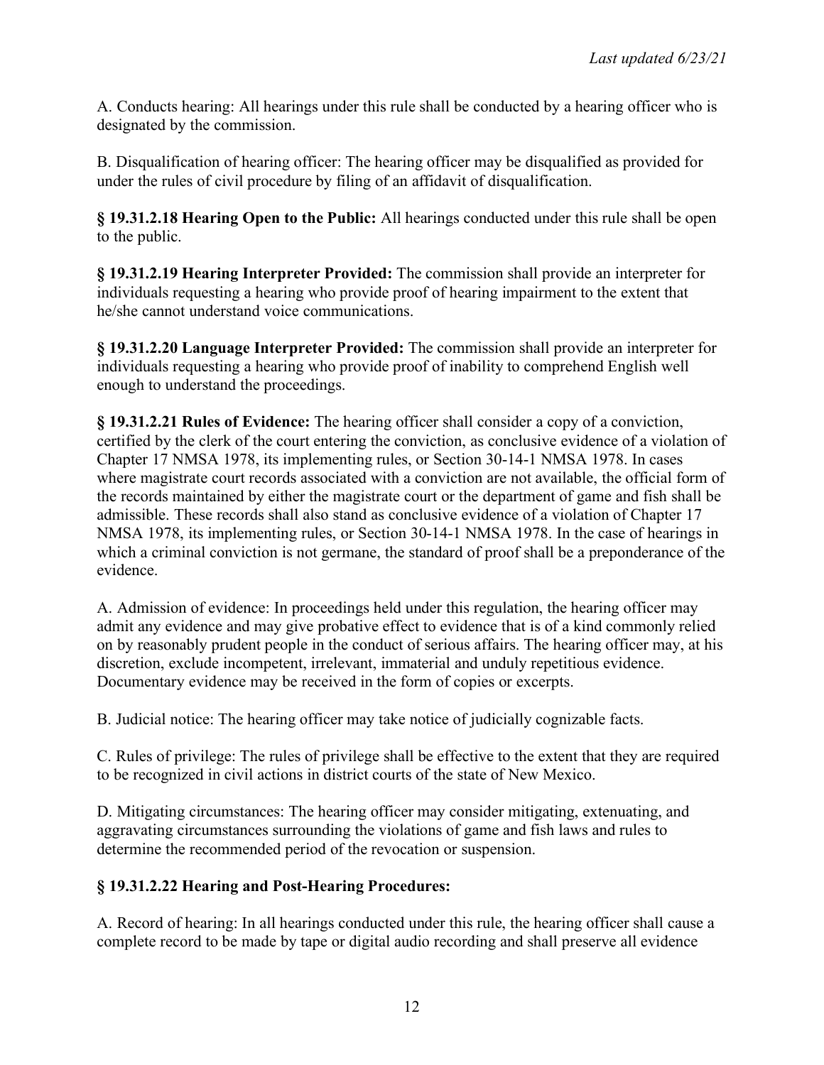A. Conducts hearing: All hearings under this rule shall be conducted by a hearing officer who is designated by the commission.

B. Disqualification of hearing officer: The hearing officer may be disqualified as provided for under the rules of civil procedure by filing of an affidavit of disqualification.

**§ 19.31.2.18 Hearing Open to the Public:** All hearings conducted under this rule shall be open to the public.

**§ 19.31.2.19 Hearing Interpreter Provided:** The commission shall provide an interpreter for individuals requesting a hearing who provide proof of hearing impairment to the extent that he/she cannot understand voice communications.

**§ 19.31.2.20 Language Interpreter Provided:** The commission shall provide an interpreter for individuals requesting a hearing who provide proof of inability to comprehend English well enough to understand the proceedings.

**§ 19.31.2.21 Rules of Evidence:** The hearing officer shall consider a copy of a conviction, certified by the clerk of the court entering the conviction, as conclusive evidence of a violation of Chapter 17 NMSA 1978, its implementing rules, or Section 30-14-1 NMSA 1978. In cases where magistrate court records associated with a conviction are not available, the official form of the records maintained by either the magistrate court or the department of game and fish shall be admissible. These records shall also stand as conclusive evidence of a violation of Chapter 17 NMSA 1978, its implementing rules, or Section 30-14-1 NMSA 1978. In the case of hearings in which a criminal conviction is not germane, the standard of proof shall be a preponderance of the evidence.

A. Admission of evidence: In proceedings held under this regulation, the hearing officer may admit any evidence and may give probative effect to evidence that is of a kind commonly relied on by reasonably prudent people in the conduct of serious affairs. The hearing officer may, at his discretion, exclude incompetent, irrelevant, immaterial and unduly repetitious evidence. Documentary evidence may be received in the form of copies or excerpts.

B. Judicial notice: The hearing officer may take notice of judicially cognizable facts.

C. Rules of privilege: The rules of privilege shall be effective to the extent that they are required to be recognized in civil actions in district courts of the state of New Mexico.

D. Mitigating circumstances: The hearing officer may consider mitigating, extenuating, and aggravating circumstances surrounding the violations of game and fish laws and rules to determine the recommended period of the revocation or suspension.

**§ 19.31.2.22 Hearing and Post-Hearing Procedures:**

A. Record of hearing: In all hearings conducted under this rule, the hearing officer shall cause a complete record to be made by tape or digital audio recording and shall preserve all evidence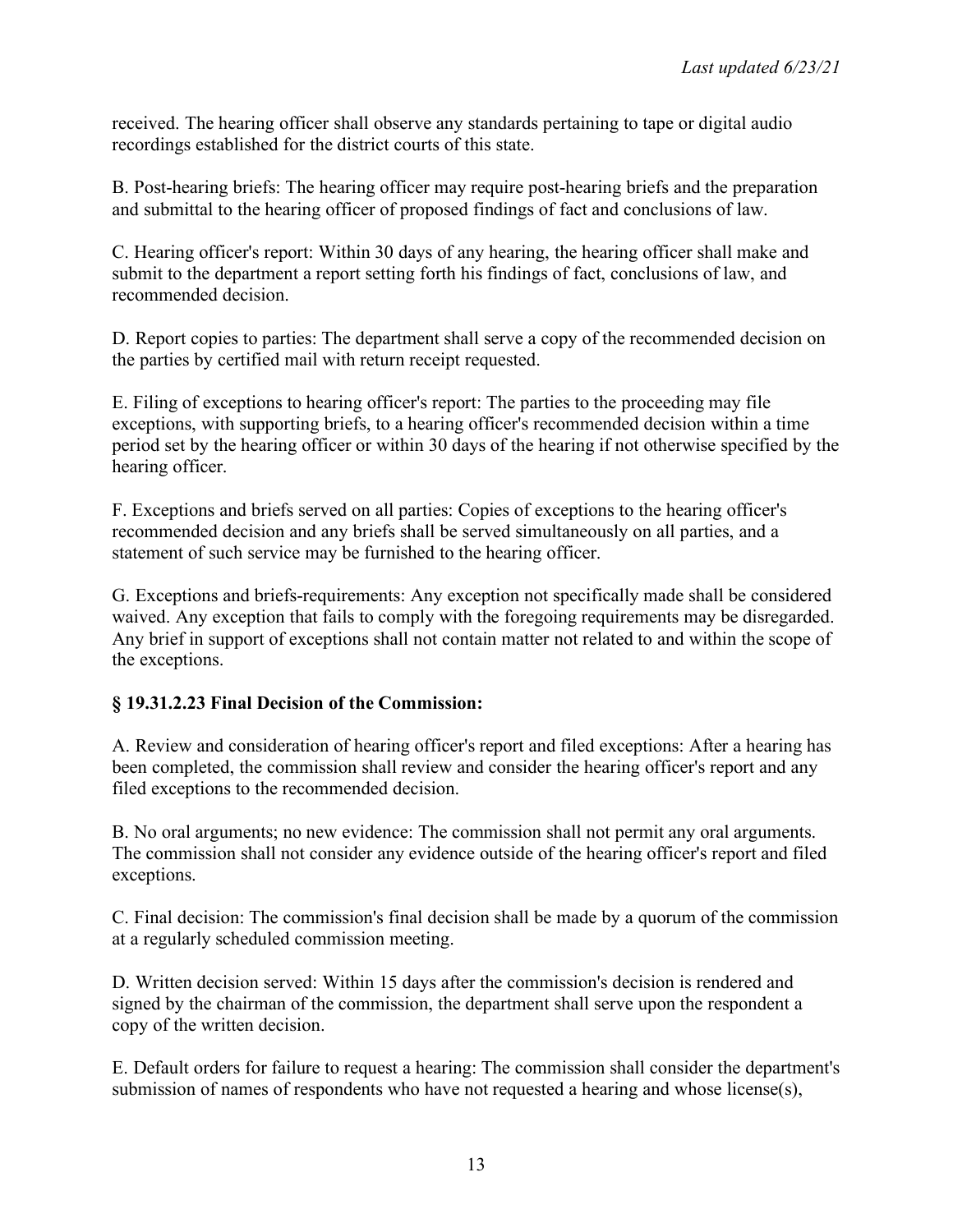received. The hearing officer shall observe any standards pertaining to tape or digital audio recordings established for the district courts of this state.

B. Post-hearing briefs: The hearing officer may require post-hearing briefs and the preparation and submittal to the hearing officer of proposed findings of fact and conclusions of law.

C. Hearing officer's report: Within 30 days of any hearing, the hearing officer shall make and submit to the department a report setting forth his findings of fact, conclusions of law, and recommended decision.

D. Report copies to parties: The department shall serve a copy of the recommended decision on the parties by certified mail with return receipt requested.

E. Filing of exceptions to hearing officer's report: The parties to the proceeding may file exceptions, with supporting briefs, to a hearing officer's recommended decision within a time period set by the hearing officer or within 30 days of the hearing if not otherwise specified by the hearing officer.

F. Exceptions and briefs served on all parties: Copies of exceptions to the hearing officer's recommended decision and any briefs shall be served simultaneously on all parties, and a statement of such service may be furnished to the hearing officer.

G. Exceptions and briefs-requirements: Any exception not specifically made shall be considered waived. Any exception that fails to comply with the foregoing requirements may be disregarded. Any brief in support of exceptions shall not contain matter not related to and within the scope of the exceptions.

### § 19.31.2.23 Final Decision of the Commission:

A. Review and consideration of hearing officer's report and filed exceptions: After a hearing has been completed, the commission shall review and consider the hearing officer's report and any filed exceptions to the recommended decision.

B. No oral arguments; no new evidence: The commission shall not permit any oral arguments. The commission shall not consider any evidence outside of the hearing officer's report and filed exceptions.

C. Final decision: The commission's final decision shall be made by a quorum of the commission at a regularly scheduled commission meeting.

D. Written decision served: Within 15 days after the commission's decision is rendered and signed by the chairman of the commission, the department shall serve upon the respondent a copy of the written decision.

E. Default orders for failure to request a hearing: The commission shall consider the department's submission of names of respondents who have not requested a hearing and whose license(s),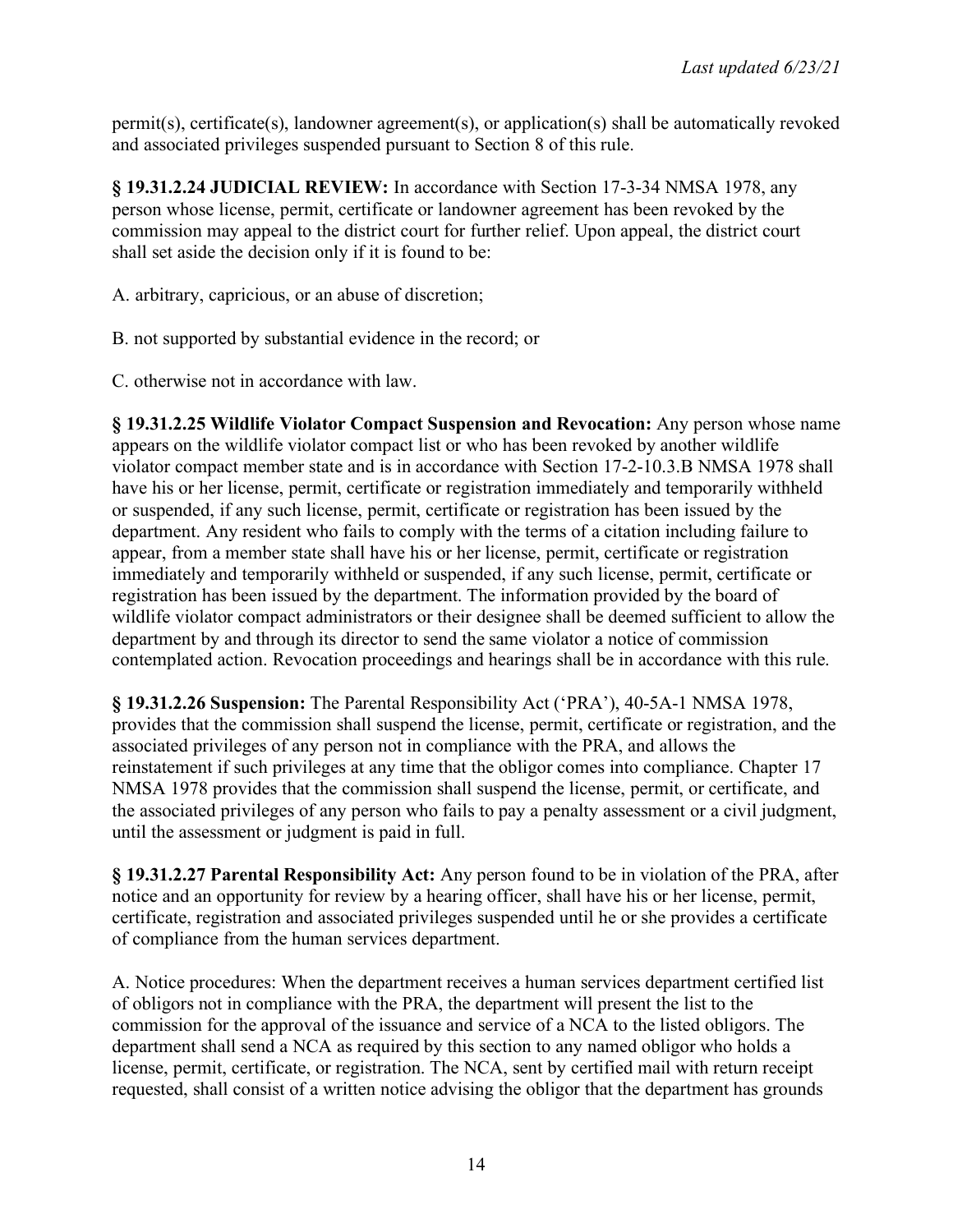permit(s), certificate(s), landowner agreement(s), or application(s) shall be automatically revoked and associated privileges suspended pursuant to Section 8 of this rule.

**§ 19.31.2.24 JUDICIAL REVIEW:** In accordance with Section 17-3-34 NMSA 1978, any person whose license, permit, certificate or landowner agreement has been revoked by the commission may appeal to the district court for further relief. Upon appeal, the district court shall set aside the decision only if it is found to be:

A. arbitrary, capricious, or an abuse of discretion;

B. not supported by substantial evidence in the record; or

C. otherwise not in accordance with law.

**§ 19.31.2.25 Wildlife Violator Compact Suspension and Revocation:** Any person whose name appears on the wildlife violator compact list or who has been revoked by another wildlife violator compact member state and is in accordance with Section 17-2-10.3.B NMSA 1978 shall have his or her license, permit, certificate or registration immediately and temporarily withheld or suspended, if any such license, permit, certificate or registration has been issued by the department. Any resident who fails to comply with the terms of a citation including failure to appear, from a member state shall have his or her license, permit, certificate or registration immediately and temporarily withheld or suspended, if any such license, permit, certificate or registration has been issued by the department. The information provided by the board of wildlife violator compact administrators or their designee shall be deemed sufficient to allow the department by and through its director to send the same violator a notice of commission contemplated action. Revocation proceedings and hearings shall be in accordance with this rule.

**§ 19.31.2.26 Suspension:** The Parental Responsibility Act ('PRA'), 40-5A-1 NMSA 1978, provides that the commission shall suspend the license, permit, certificate or registration, and the associated privileges of any person not in compliance with the PRA, and allows the reinstatement if such privileges at any time that the obligor comes into compliance. Chapter 17 NMSA 1978 provides that the commission shall suspend the license, permit, or certificate, and the associated privileges of any person who fails to pay a penalty assessment or a civil judgment, until the assessment or judgment is paid in full.

**§ 19.31.2.27 Parental Responsibility Act:** Any person found to be in violation of the PRA, after notice and an opportunity for review by a hearing officer, shall have his or her license, permit, certificate, registration and associated privileges suspended until he or she provides a certificate of compliance from the human services department.

A. Notice procedures: When the department receives a human services department certified list of obligors not in compliance with the PRA, the department will present the list to the commission for the approval of the issuance and service of a NCA to the listed obligors. The department shall send a NCA as required by this section to any named obligor who holds a license, permit, certificate, or registration. The NCA, sent by certified mail with return receipt requested, shall consist of a written notice advising the obligor that the department has grounds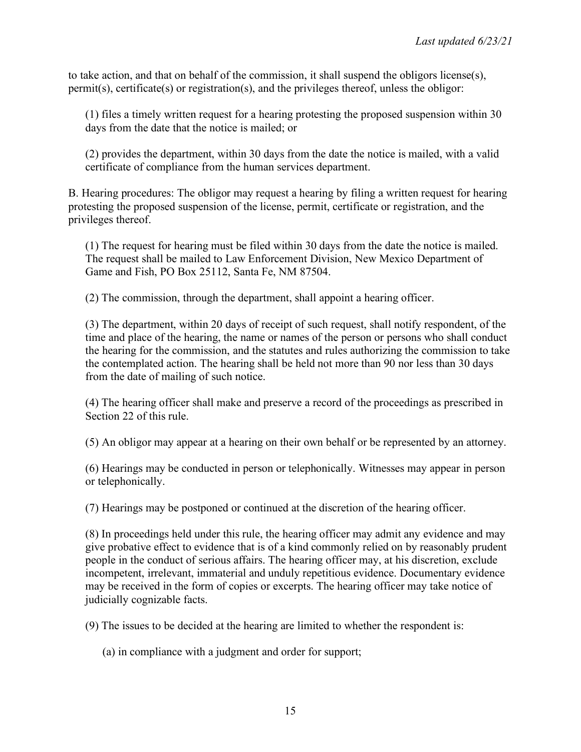to take action, and that on behalf of the commission, it shall suspend the obligors license(s), permit(s), certificate(s) or registration(s), and the privileges thereof, unless the obligor:

(1) files a timely written request for a hearing protesting the proposed suspension within 30 days from the date that the notice is mailed; or

(2) provides the department, within 30 days from the date the notice is mailed, with a valid certificate of compliance from the human services department.

B. Hearing procedures: The obligor may request a hearing by filing a written request for hearing protesting the proposed suspension of the license, permit, certificate or registration, and the privileges thereof.

(1) The request for hearing must be filed within 30 days from the date the notice is mailed. The request shall be mailed to Law Enforcement Division, New Mexico Department of Game and Fish, PO Box 25112, Santa Fe, NM 87504.

(2) The commission, through the department, shall appoint a hearing officer.

(3) The department, within 20 days of receipt of such request, shall notify respondent, of the time and place of the hearing, the name or names of the person or persons who shall conduct the hearing for the commission, and the statutes and rules authorizing the commission to take the contemplated action. The hearing shall be held not more than 90 nor less than 30 days from the date of mailing of such notice.

(4) The hearing officer shall make and preserve a record of the proceedings as prescribed in Section 22 of this rule.

(5) An obligor may appear at a hearing on their own behalf or be represented by an attorney.

(6) Hearings may be conducted in person or telephonically. Witnesses may appear in person or telephonically.

(7) Hearings may be postponed or continued at the discretion of the hearing officer.

(8) In proceedings held under this rule, the hearing officer may admit any evidence and may give probative effect to evidence that is of a kind commonly relied on by reasonably prudent people in the conduct of serious affairs. The hearing officer may, at his discretion, exclude incompetent, irrelevant, immaterial and unduly repetitious evidence. Documentary evidence may be received in the form of copies or excerpts. The hearing officer may take notice of judicially cognizable facts.

(9) The issues to be decided at the hearing are limited to whether the respondent is:

(a) in compliance with a judgment and order for support;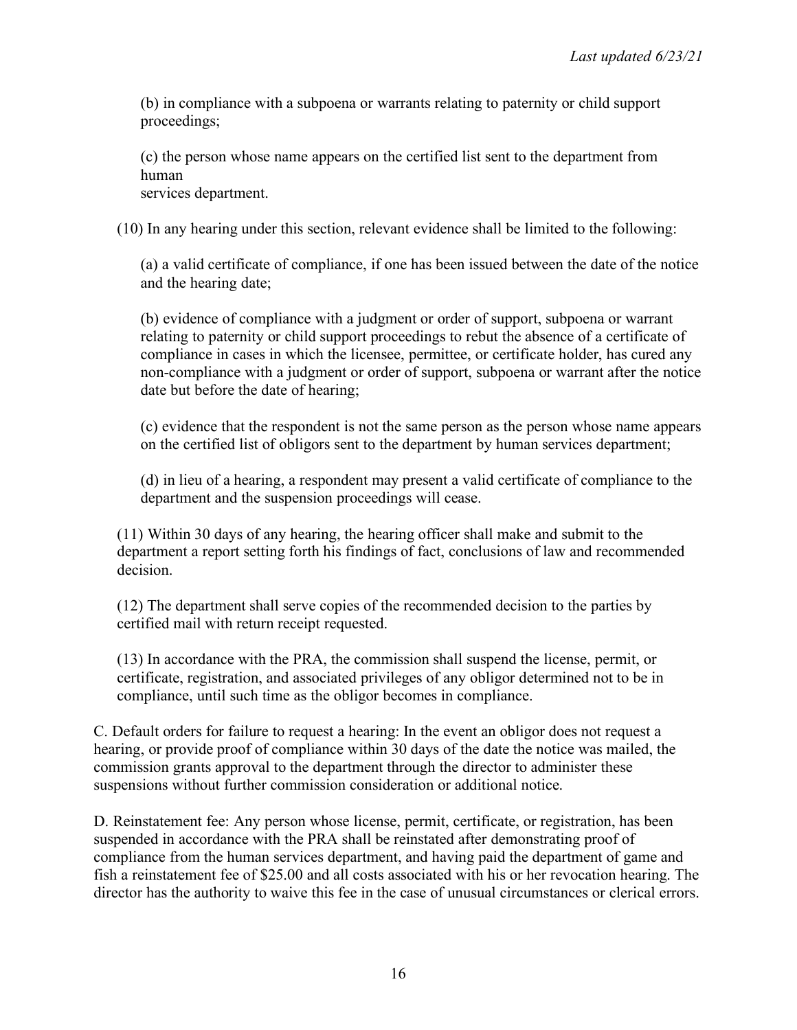(b) in compliance with a subpoena or warrants relating to paternity or child support proceedings;

(c) the person whose name appears on the certified list sent to the department from human
services department.

(10) In any hearing under this section, relevant evidence shall be limited to the following:

(a) a valid certificate of compliance, if one has been issued between the date of the notice and the hearing date;

(b) evidence of compliance with a judgment or order of support, subpoena or warrant relating to paternity or child support proceedings to rebut the absence of a certificate of compliance in cases in which the licensee, permittee, or certificate holder, has cured any non-compliance with a judgment or order of support, subpoena or warrant after the notice date but before the date of hearing;

(c) evidence that the respondent is not the same person as the person whose name appears on the certified list of obligors sent to the department by human services department;

(d) in lieu of a hearing, a respondent may present a valid certificate of compliance to the department and the suspension proceedings will cease.

(11) Within 30 days of any hearing, the hearing officer shall make and submit to the department a report setting forth his findings of fact, conclusions of law and recommended decision.

(12) The department shall serve copies of the recommended decision to the parties by certified mail with return receipt requested.

(13) In accordance with the PRA, the commission shall suspend the license, permit, or certificate, registration, and associated privileges of any obligor determined not to be in compliance, until such time as the obligor becomes in compliance.

C. Default orders for failure to request a hearing: In the event an obligor does not request a hearing, or provide proof of compliance within 30 days of the date the notice was mailed, the commission grants approval to the department through the director to administer these suspensions without further commission consideration or additional notice.

D. Reinstatement fee: Any person whose license, permit, certificate, or registration, has been suspended in accordance with the PRA shall be reinstated after demonstrating proof of compliance from the human services department, and having paid the department of game and fish a reinstatement fee of $25.00 and all costs associated with his or her revocation hearing. The director has the authority to waive this fee in the case of unusual circumstances or clerical errors.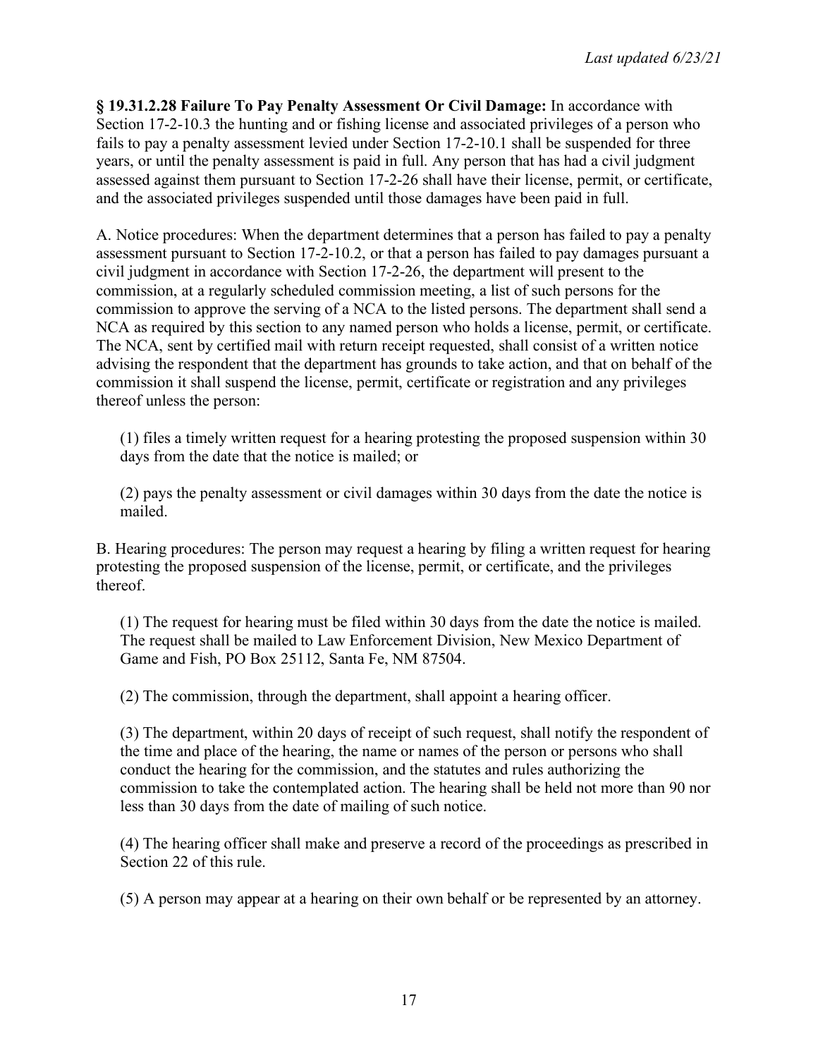**§ 19.31.2.28 Failure To Pay Penalty Assessment Or Civil Damage:** In accordance with Section 17-2-10.3 the hunting and or fishing license and associated privileges of a person who fails to pay a penalty assessment levied under Section 17-2-10.1 shall be suspended for three years, or until the penalty assessment is paid in full. Any person that has had a civil judgment assessed against them pursuant to Section 17-2-26 shall have their license, permit, or certificate, and the associated privileges suspended until those damages have been paid in full.

A. Notice procedures: When the department determines that a person has failed to pay a penalty assessment pursuant to Section 17-2-10.2, or that a person has failed to pay damages pursuant a civil judgment in accordance with Section 17-2-26, the department will present to the commission, at a regularly scheduled commission meeting, a list of such persons for the commission to approve the serving of a NCA to the listed persons. The department shall send a NCA as required by this section to any named person who holds a license, permit, or certificate. The NCA, sent by certified mail with return receipt requested, shall consist of a written notice advising the respondent that the department has grounds to take action, and that on behalf of the commission it shall suspend the license, permit, certificate or registration and any privileges thereof unless the person:

(1) files a timely written request for a hearing protesting the proposed suspension within 30 days from the date that the notice is mailed; or

(2) pays the penalty assessment or civil damages within 30 days from the date the notice is mailed.

B. Hearing procedures: The person may request a hearing by filing a written request for hearing protesting the proposed suspension of the license, permit, or certificate, and the privileges thereof.

(1) The request for hearing must be filed within 30 days from the date the notice is mailed. The request shall be mailed to Law Enforcement Division, New Mexico Department of Game and Fish, PO Box 25112, Santa Fe, NM 87504.

(2) The commission, through the department, shall appoint a hearing officer.

(3) The department, within 20 days of receipt of such request, shall notify the respondent of the time and place of the hearing, the name or names of the person or persons who shall conduct the hearing for the commission, and the statutes and rules authorizing the commission to take the contemplated action. The hearing shall be held not more than 90 nor less than 30 days from the date of mailing of such notice.

(4) The hearing officer shall make and preserve a record of the proceedings as prescribed in Section 22 of this rule.

(5) A person may appear at a hearing on their own behalf or be represented by an attorney.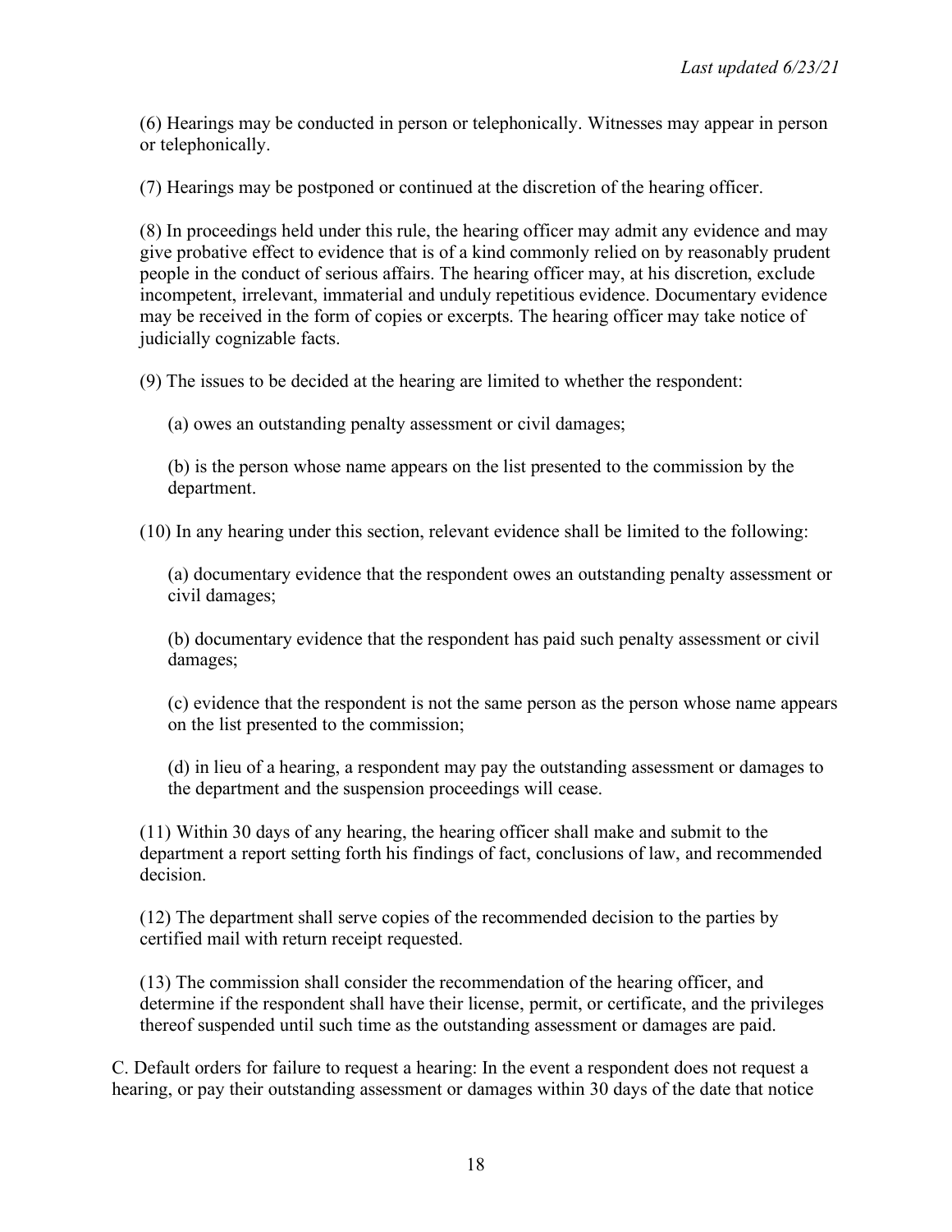(6) Hearings may be conducted in person or telephonically. Witnesses may appear in person or telephonically.

(7) Hearings may be postponed or continued at the discretion of the hearing officer.

(8) In proceedings held under this rule, the hearing officer may admit any evidence and may give probative effect to evidence that is of a kind commonly relied on by reasonably prudent people in the conduct of serious affairs. The hearing officer may, at his discretion, exclude incompetent, irrelevant, immaterial and unduly repetitious evidence. Documentary evidence may be received in the form of copies or excerpts. The hearing officer may take notice of judicially cognizable facts.

(9) The issues to be decided at the hearing are limited to whether the respondent:

(a) owes an outstanding penalty assessment or civil damages;

(b) is the person whose name appears on the list presented to the commission by the department.

(10) In any hearing under this section, relevant evidence shall be limited to the following:

(a) documentary evidence that the respondent owes an outstanding penalty assessment or civil damages;

(b) documentary evidence that the respondent has paid such penalty assessment or civil damages;

(c) evidence that the respondent is not the same person as the person whose name appears on the list presented to the commission;

(d) in lieu of a hearing, a respondent may pay the outstanding assessment or damages to the department and the suspension proceedings will cease.

(11) Within 30 days of any hearing, the hearing officer shall make and submit to the department a report setting forth his findings of fact, conclusions of law, and recommended decision.

(12) The department shall serve copies of the recommended decision to the parties by certified mail with return receipt requested.

(13) The commission shall consider the recommendation of the hearing officer, and determine if the respondent shall have their license, permit, or certificate, and the privileges thereof suspended until such time as the outstanding assessment or damages are paid.

C. Default orders for failure to request a hearing: In the event a respondent does not request a hearing, or pay their outstanding assessment or damages within 30 days of the date that notice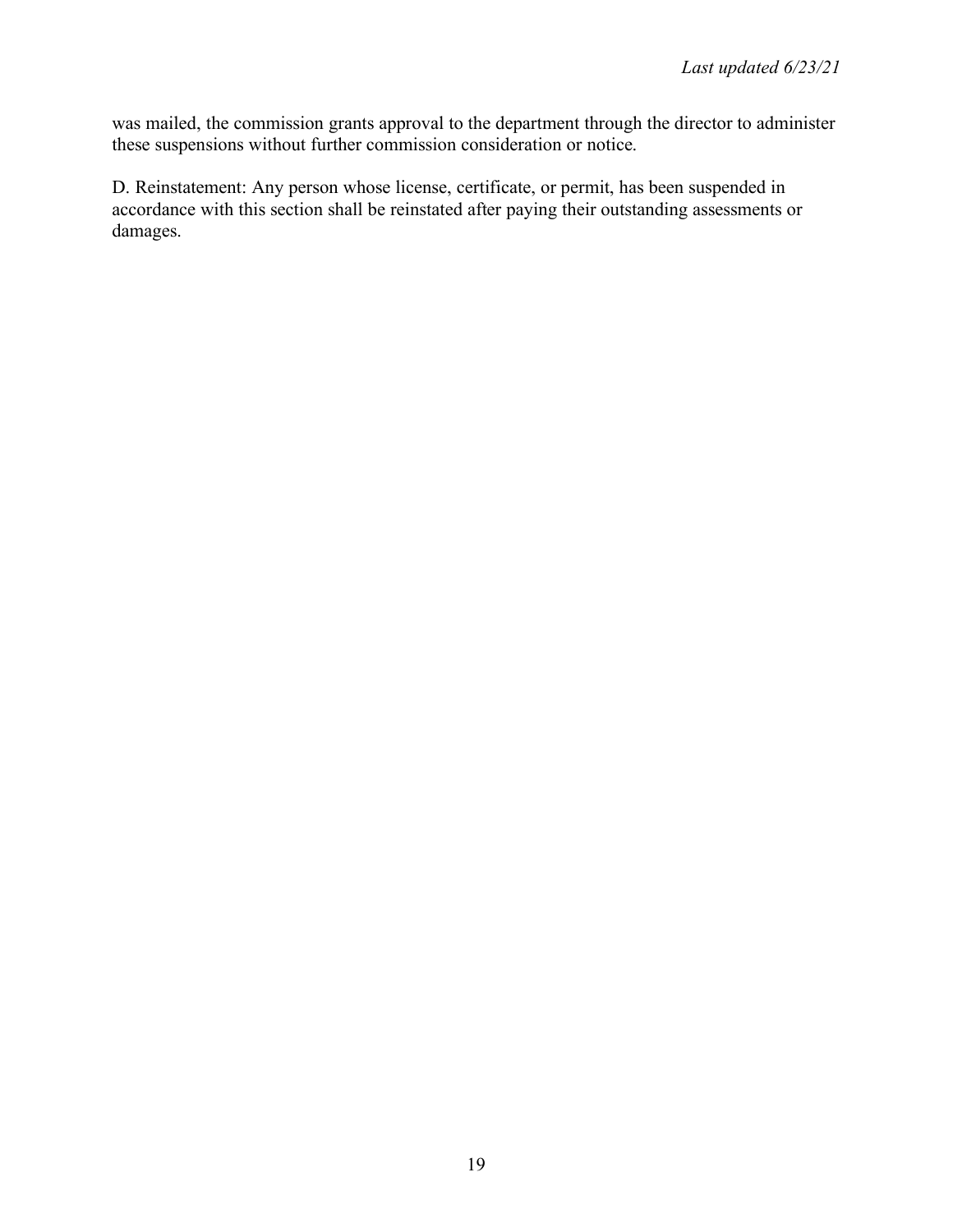was mailed, the commission grants approval to the department through the director to administer these suspensions without further commission consideration or notice.

D. Reinstatement: Any person whose license, certificate, or permit, has been suspended in accordance with this section shall be reinstated after paying their outstanding assessments or damages.